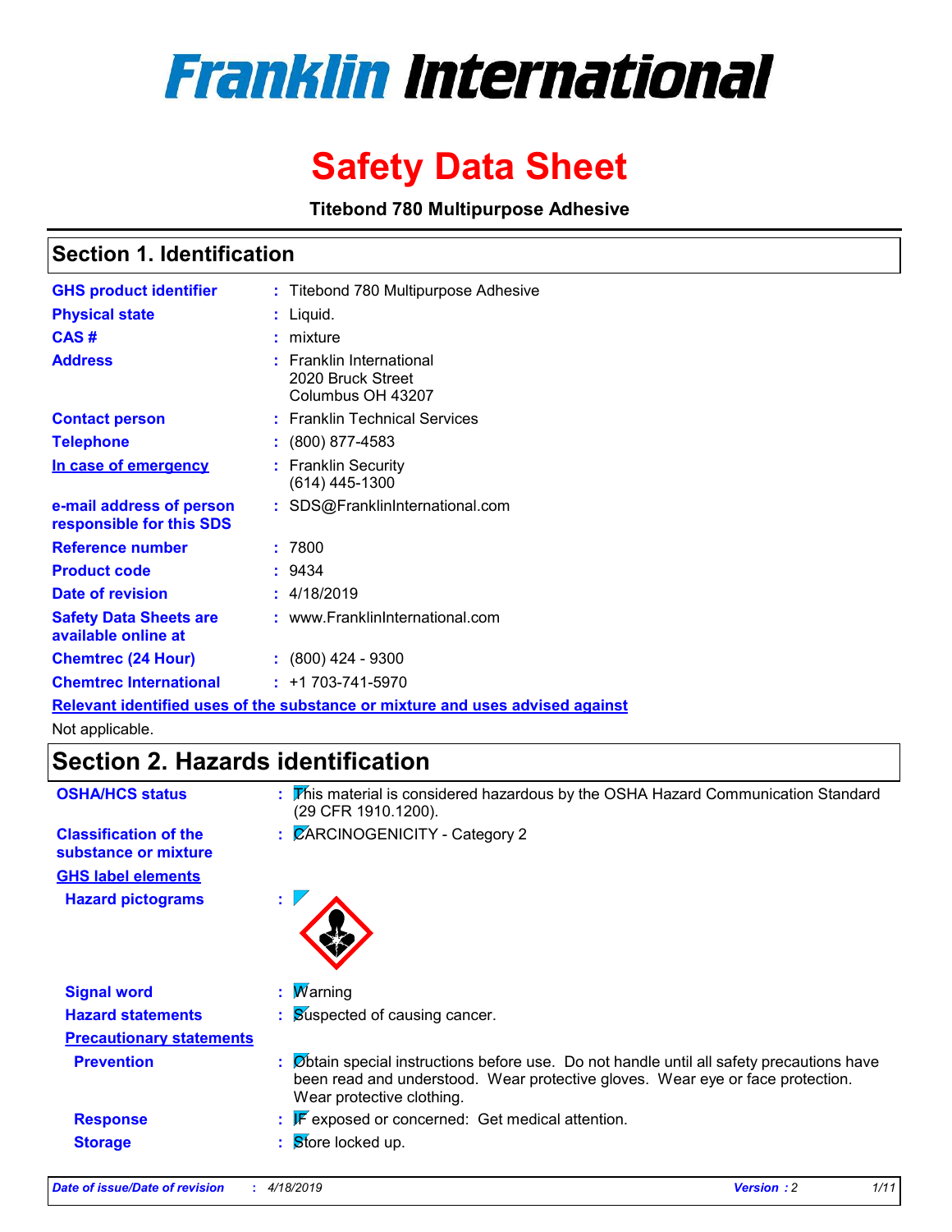# Franklin International

# Safety Data Sheet

**Titebond 780 Multipurpose Adhesive**

## Section 1. Identification

| | | |
|---|---|---|
| **GHS product identifier** | : | Titebond 780 Multipurpose Adhesive |
| **Physical state** | : | Liquid. |
| **CAS #** | : | mixture |
| **Address** | : | Franklin International<br>2020 Bruck Street<br>Columbus OH 43207 |
| **Contact person** | : | Franklin Technical Services |
| **Telephone** | : | (800) 877-4583 |
| **In case of emergency** | : | Franklin Security<br>(614) 445-1300 |
| **e-mail address of person responsible for this SDS** | : | SDS@FranklinInternational.com |
| **Reference number** | : | 7800 |
| **Product code** | : | 9434 |
| **Date of revision** | : | 4/18/2019 |
| **Safety Data Sheets are available online at** | : | www.FranklinInternational.com |
| **Chemtrec (24 Hour)** | : | (800) 424 - 9300 |
| **Chemtrec International** | : | +1 703-741-5970 |

**Relevant identified uses of the substance or mixture and uses advised against**

Not applicable.

## Section 2. Hazards identification

| | | |
|---|---|---|
| **OSHA/HCS status** | : | This material is considered hazardous by the OSHA Hazard Communication Standard (29 CFR 1910.1200). |
| **Classification of the substance or mixture** | : | CARCINOGENICITY - Category 2 |

**GHS label elements**

| | | |
|---|---|---|
| **Hazard pictograms** | : | |
| **Signal word** | : | Warning |
| **Hazard statements** | : | Suspected of causing cancer. |

**Precautionary statements**

| | | |
|---|---|---|
| **Prevention** | : | Obtain special instructions before use. Do not handle until all safety precautions have been read and understood. Wear protective gloves. Wear eye or face protection. Wear protective clothing. |
| **Response** | : | IF exposed or concerned: Get medical attention. |
| **Storage** | : | Store locked up. |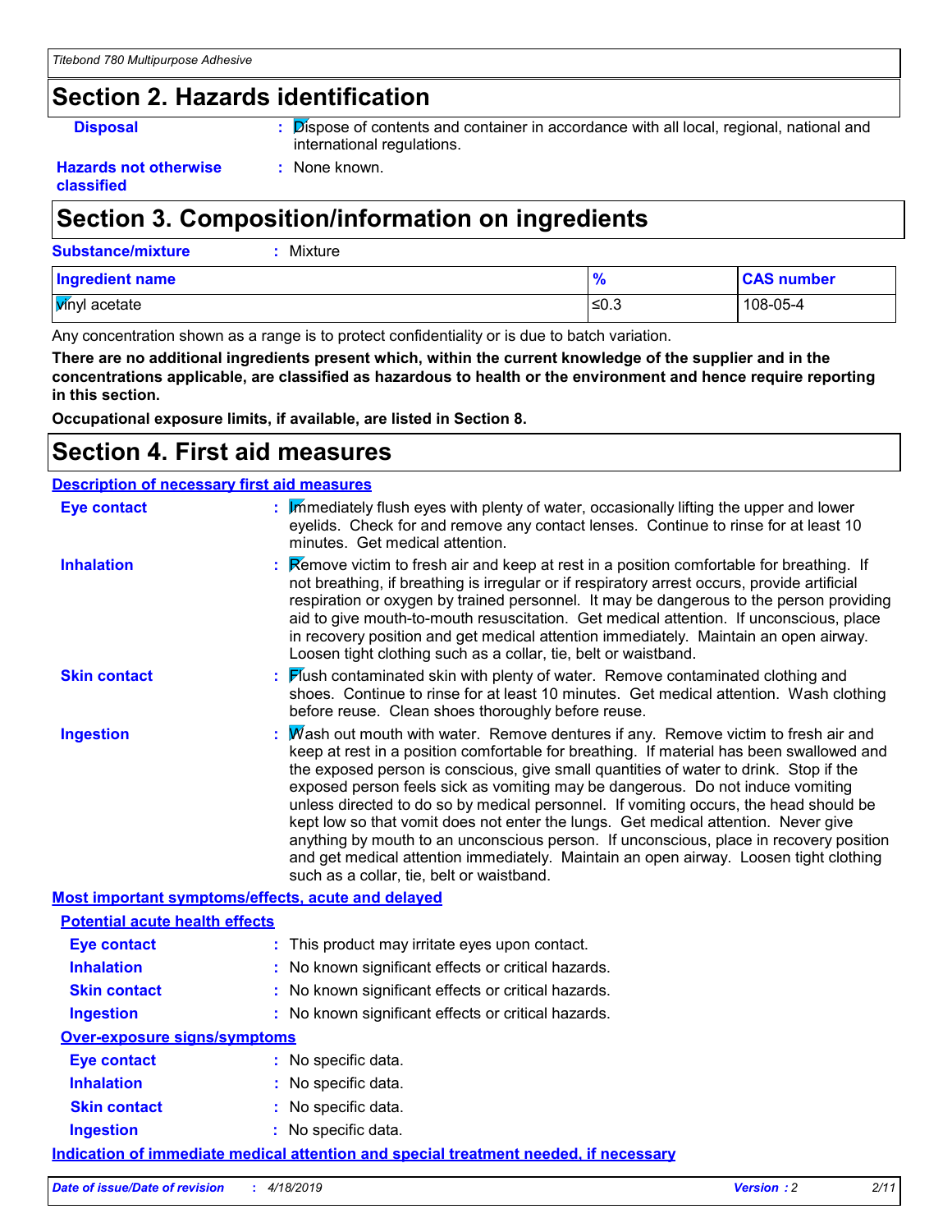## Section 2. Hazards identification

**Disposal** : Dispose of contents and container in accordance with all local, regional, national and international regulations.

**Hazards not otherwise classified** : None known.

## Section 3. Composition/information on ingredients

**Substance/mixture** : Mixture

| Ingredient name | % | CAS number |
|---|---|---|
| vinyl acetate | ≤0.3 | 108-05-4 |

Any concentration shown as a range is to protect confidentiality or is due to batch variation.

**There are no additional ingredients present which, within the current knowledge of the supplier and in the concentrations applicable, are classified as hazardous to health or the environment and hence require reporting in this section.**

**Occupational exposure limits, if available, are listed in Section 8.**

## Section 4. First aid measures

### Description of necessary first aid measures

**Eye contact** : Immediately flush eyes with plenty of water, occasionally lifting the upper and lower eyelids. Check for and remove any contact lenses. Continue to rinse for at least 10 minutes. Get medical attention.

**Inhalation** : Remove victim to fresh air and keep at rest in a position comfortable for breathing. If not breathing, if breathing is irregular or if respiratory arrest occurs, provide artificial respiration or oxygen by trained personnel. It may be dangerous to the person providing aid to give mouth-to-mouth resuscitation. Get medical attention. If unconscious, place in recovery position and get medical attention immediately. Maintain an open airway. Loosen tight clothing such as a collar, tie, belt or waistband.

**Skin contact** : Flush contaminated skin with plenty of water. Remove contaminated clothing and shoes. Continue to rinse for at least 10 minutes. Get medical attention. Wash clothing before reuse. Clean shoes thoroughly before reuse.

**Ingestion** : Wash out mouth with water. Remove dentures if any. Remove victim to fresh air and keep at rest in a position comfortable for breathing. If material has been swallowed and the exposed person is conscious, give small quantities of water to drink. Stop if the exposed person feels sick as vomiting may be dangerous. Do not induce vomiting unless directed to do so by medical personnel. If vomiting occurs, the head should be kept low so that vomit does not enter the lungs. Get medical attention. Never give anything by mouth to an unconscious person. If unconscious, place in recovery position and get medical attention immediately. Maintain an open airway. Loosen tight clothing such as a collar, tie, belt or waistband.

### Most important symptoms/effects, acute and delayed

#### Potential acute health effects

**Eye contact** : This product may irritate eyes upon contact.

**Inhalation** : No known significant effects or critical hazards.

**Skin contact** : No known significant effects or critical hazards.

**Ingestion** : No known significant effects or critical hazards.

#### Over-exposure signs/symptoms

**Eye contact** : No specific data.

**Inhalation** : No specific data.

**Skin contact** : No specific data.

**Ingestion** : No specific data.

### Indication of immediate medical attention and special treatment needed, if necessary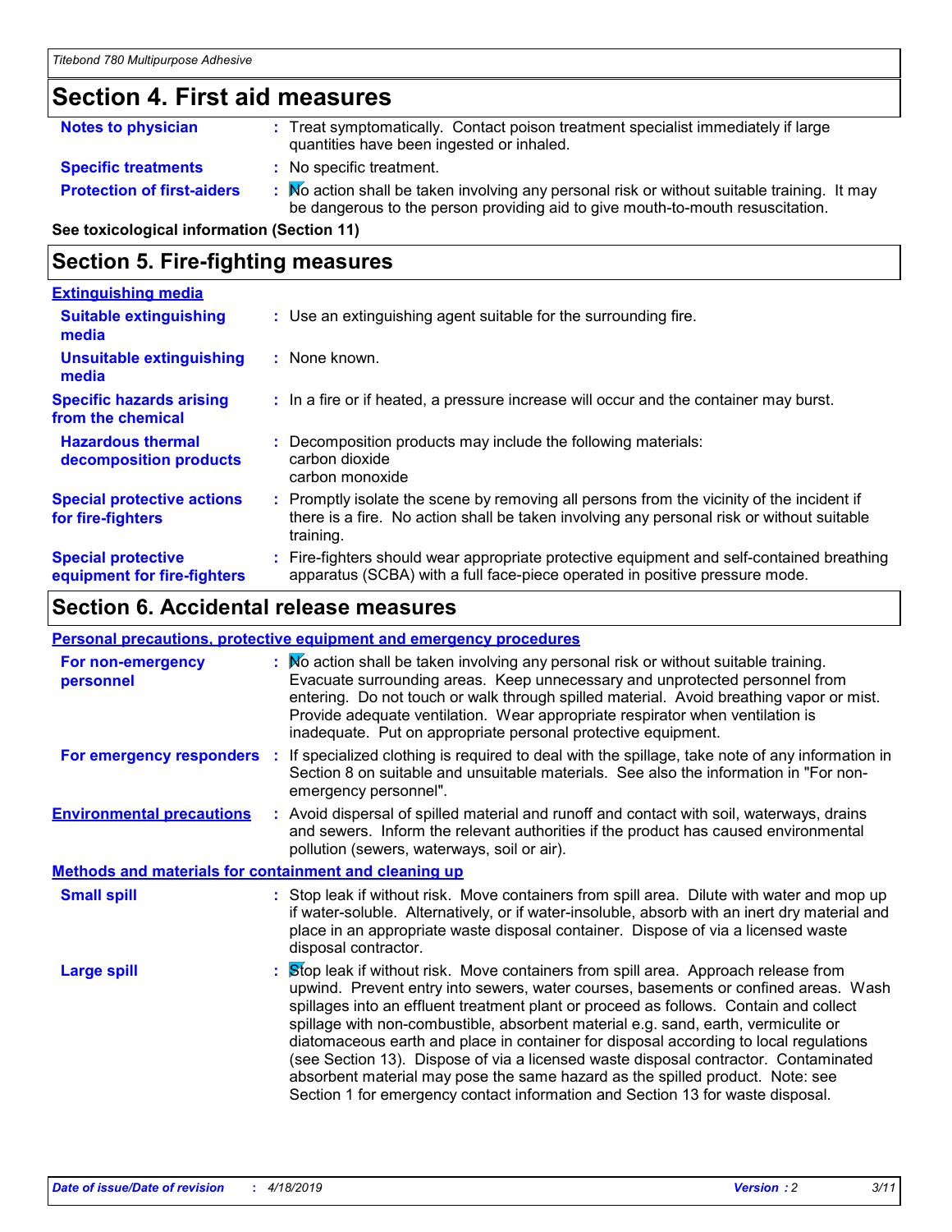## Section 4. First aid measures

| | |
|---|---|
| **Notes to physician** | : Treat symptomatically. Contact poison treatment specialist immediately if large quantities have been ingested or inhaled. |
| **Specific treatments** | : No specific treatment. |
| **Protection of first-aiders** | : No action shall be taken involving any personal risk or without suitable training. It may be dangerous to the person providing aid to give mouth-to-mouth resuscitation. |

**See toxicological information (Section 11)**

## Section 5. Fire-fighting measures

**Extinguishing media**

| | |
|---|---|
| **Suitable extinguishing media** | : Use an extinguishing agent suitable for the surrounding fire. |
| **Unsuitable extinguishing media** | : None known. |
| **Specific hazards arising from the chemical** | : In a fire or if heated, a pressure increase will occur and the container may burst. |
| **Hazardous thermal decomposition products** | : Decomposition products may include the following materials: carbon dioxide, carbon monoxide |
| **Special protective actions for fire-fighters** | : Promptly isolate the scene by removing all persons from the vicinity of the incident if there is a fire. No action shall be taken involving any personal risk or without suitable training. |
| **Special protective equipment for fire-fighters** | : Fire-fighters should wear appropriate protective equipment and self-contained breathing apparatus (SCBA) with a full face-piece operated in positive pressure mode. |

## Section 6. Accidental release measures

**Personal precautions, protective equipment and emergency procedures**

| | |
|---|---|
| **For non-emergency personnel** | : No action shall be taken involving any personal risk or without suitable training. Evacuate surrounding areas. Keep unnecessary and unprotected personnel from entering. Do not touch or walk through spilled material. Avoid breathing vapor or mist. Provide adequate ventilation. Wear appropriate respirator when ventilation is inadequate. Put on appropriate personal protective equipment. |
| **For emergency responders** | : If specialized clothing is required to deal with the spillage, take note of any information in Section 8 on suitable and unsuitable materials. See also the information in "For non-emergency personnel". |
| **Environmental precautions** | : Avoid dispersal of spilled material and runoff and contact with soil, waterways, drains and sewers. Inform the relevant authorities if the product has caused environmental pollution (sewers, waterways, soil or air). |

**Methods and materials for containment and cleaning up**

| | |
|---|---|
| **Small spill** | : Stop leak if without risk. Move containers from spill area. Dilute with water and mop up if water-soluble. Alternatively, or if water-insoluble, absorb with an inert dry material and place in an appropriate waste disposal container. Dispose of via a licensed waste disposal contractor. |
| **Large spill** | : Stop leak if without risk. Move containers from spill area. Approach release from upwind. Prevent entry into sewers, water courses, basements or confined areas. Wash spillages into an effluent treatment plant or proceed as follows. Contain and collect spillage with non-combustible, absorbent material e.g. sand, earth, vermiculite or diatomaceous earth and place in container for disposal according to local regulations (see Section 13). Dispose of via a licensed waste disposal contractor. Contaminated absorbent material may pose the same hazard as the spilled product. Note: see Section 1 for emergency contact information and Section 13 for waste disposal. |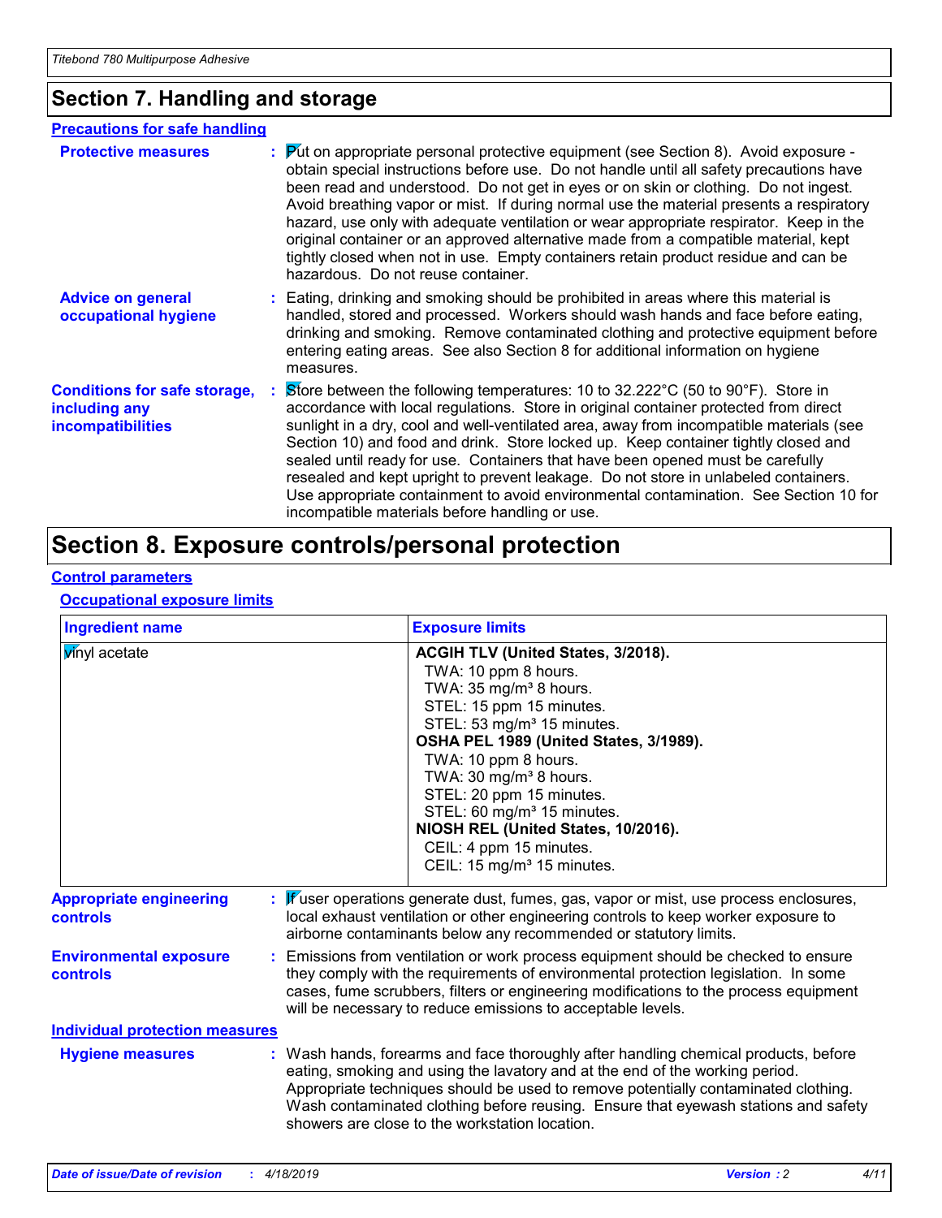## Section 7. Handling and storage

### Precautions for safe handling

**Protective measures** : Put on appropriate personal protective equipment (see Section 8). Avoid exposure - obtain special instructions before use. Do not handle until all safety precautions have been read and understood. Do not get in eyes or on skin or clothing. Do not ingest. Avoid breathing vapor or mist. If during normal use the material presents a respiratory hazard, use only with adequate ventilation or wear appropriate respirator. Keep in the original container or an approved alternative made from a compatible material, kept tightly closed when not in use. Empty containers retain product residue and can be hazardous. Do not reuse container.

**Advice on general occupational hygiene** : Eating, drinking and smoking should be prohibited in areas where this material is handled, stored and processed. Workers should wash hands and face before eating, drinking and smoking. Remove contaminated clothing and protective equipment before entering eating areas. See also Section 8 for additional information on hygiene measures.

**Conditions for safe storage, including any incompatibilities** : Store between the following temperatures: 10 to 32.222°C (50 to 90°F). Store in accordance with local regulations. Store in original container protected from direct sunlight in a dry, cool and well-ventilated area, away from incompatible materials (see Section 10) and food and drink. Store locked up. Keep container tightly closed and sealed until ready for use. Containers that have been opened must be carefully resealed and kept upright to prevent leakage. Do not store in unlabeled containers. Use appropriate containment to avoid environmental contamination. See Section 10 for incompatible materials before handling or use.

## Section 8. Exposure controls/personal protection

### Control parameters

#### Occupational exposure limits

| Ingredient name | Exposure limits |
|---|---|
| vinyl acetate | **ACGIH TLV (United States, 3/2018).**<br>TWA: 10 ppm 8 hours.<br>TWA: 35 mg/m³ 8 hours.<br>STEL: 15 ppm 15 minutes.<br>STEL: 53 mg/m³ 15 minutes.<br>**OSHA PEL 1989 (United States, 3/1989).**<br>TWA: 10 ppm 8 hours.<br>TWA: 30 mg/m³ 8 hours.<br>STEL: 20 ppm 15 minutes.<br>STEL: 60 mg/m³ 15 minutes.<br>**NIOSH REL (United States, 10/2016).**<br>CEIL: 4 ppm 15 minutes.<br>CEIL: 15 mg/m³ 15 minutes. |

**Appropriate engineering controls** : If user operations generate dust, fumes, gas, vapor or mist, use process enclosures, local exhaust ventilation or other engineering controls to keep worker exposure to airborne contaminants below any recommended or statutory limits.

**Environmental exposure controls** : Emissions from ventilation or work process equipment should be checked to ensure they comply with the requirements of environmental protection legislation. In some cases, fume scrubbers, filters or engineering modifications to the process equipment will be necessary to reduce emissions to acceptable levels.

### Individual protection measures

**Hygiene measures** : Wash hands, forearms and face thoroughly after handling chemical products, before eating, smoking and using the lavatory and at the end of the working period. Appropriate techniques should be used to remove potentially contaminated clothing. Wash contaminated clothing before reusing. Ensure that eyewash stations and safety showers are close to the workstation location.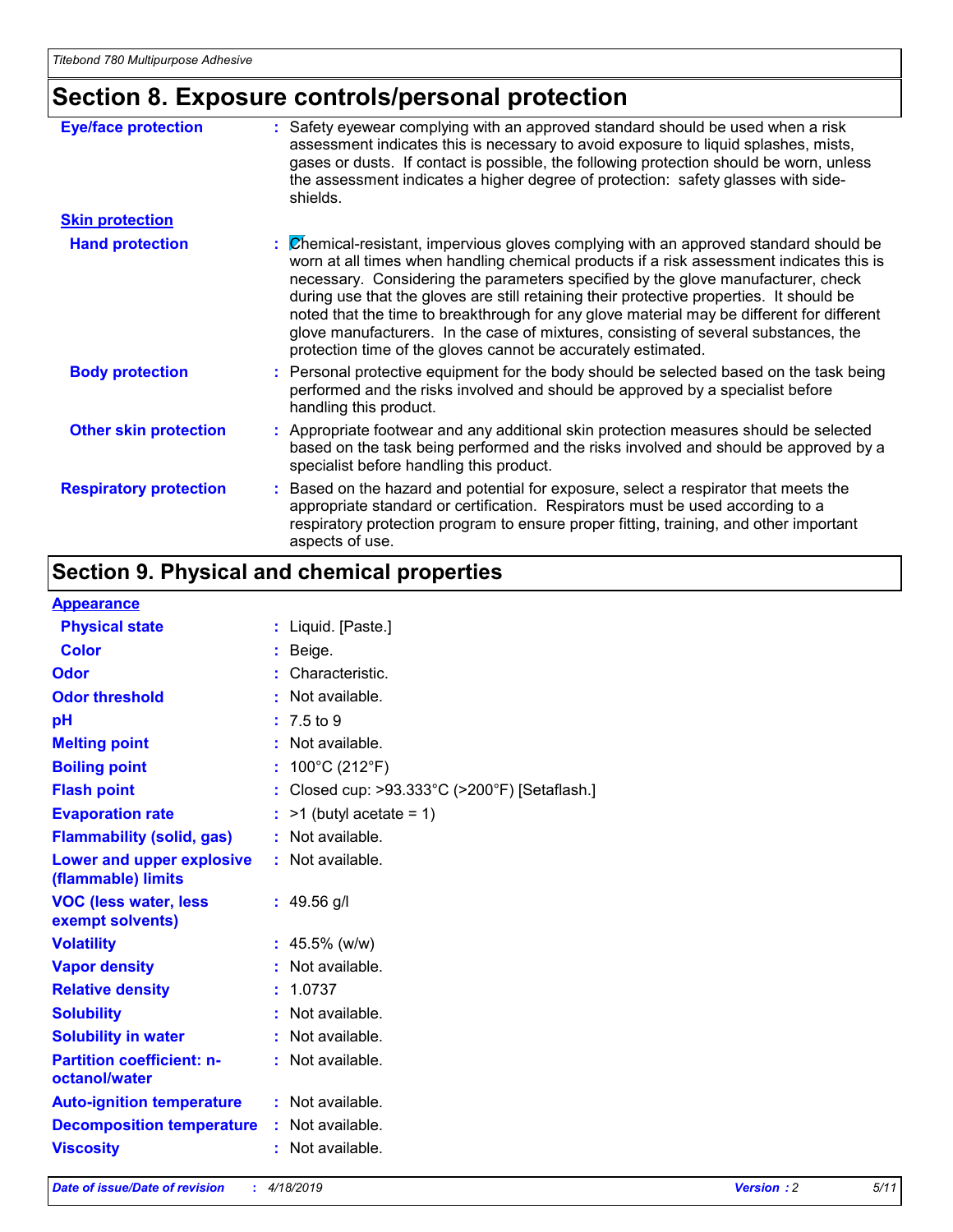## Section 8. Exposure controls/personal protection

| | |
|---|---|
| **Eye/face protection** | : Safety eyewear complying with an approved standard should be used when a risk assessment indicates this is necessary to avoid exposure to liquid splashes, mists, gases or dusts. If contact is possible, the following protection should be worn, unless the assessment indicates a higher degree of protection: safety glasses with side-shields. |
| **Skin protection** | |
| **Hand protection** | : Chemical-resistant, impervious gloves complying with an approved standard should be worn at all times when handling chemical products if a risk assessment indicates this is necessary. Considering the parameters specified by the glove manufacturer, check during use that the gloves are still retaining their protective properties. It should be noted that the time to breakthrough for any glove material may be different for different glove manufacturers. In the case of mixtures, consisting of several substances, the protection time of the gloves cannot be accurately estimated. |
| **Body protection** | : Personal protective equipment for the body should be selected based on the task being performed and the risks involved and should be approved by a specialist before handling this product. |
| **Other skin protection** | : Appropriate footwear and any additional skin protection measures should be selected based on the task being performed and the risks involved and should be approved by a specialist before handling this product. |
| **Respiratory protection** | : Based on the hazard and potential for exposure, select a respirator that meets the appropriate standard or certification. Respirators must be used according to a respiratory protection program to ensure proper fitting, training, and other important aspects of use. |

## Section 9. Physical and chemical properties

| | |
|---|---|
| **Appearance** | |
| **Physical state** | : Liquid. [Paste.] |
| **Color** | : Beige. |
| **Odor** | : Characteristic. |
| **Odor threshold** | : Not available. |
| **pH** | : 7.5 to 9 |
| **Melting point** | : Not available. |
| **Boiling point** | : 100°C (212°F) |
| **Flash point** | : Closed cup: >93.333°C (>200°F) [Setaflash.] |
| **Evaporation rate** | : >1 (butyl acetate = 1) |
| **Flammability (solid, gas)** | : Not available. |
| **Lower and upper explosive (flammable) limits** | : Not available. |
| **VOC (less water, less exempt solvents)** | : 49.56 g/l |
| **Volatility** | : 45.5% (w/w) |
| **Vapor density** | : Not available. |
| **Relative density** | : 1.0737 |
| **Solubility** | : Not available. |
| **Solubility in water** | : Not available. |
| **Partition coefficient: n-octanol/water** | : Not available. |
| **Auto-ignition temperature** | : Not available. |
| **Decomposition temperature** | : Not available. |
| **Viscosity** | : Not available. |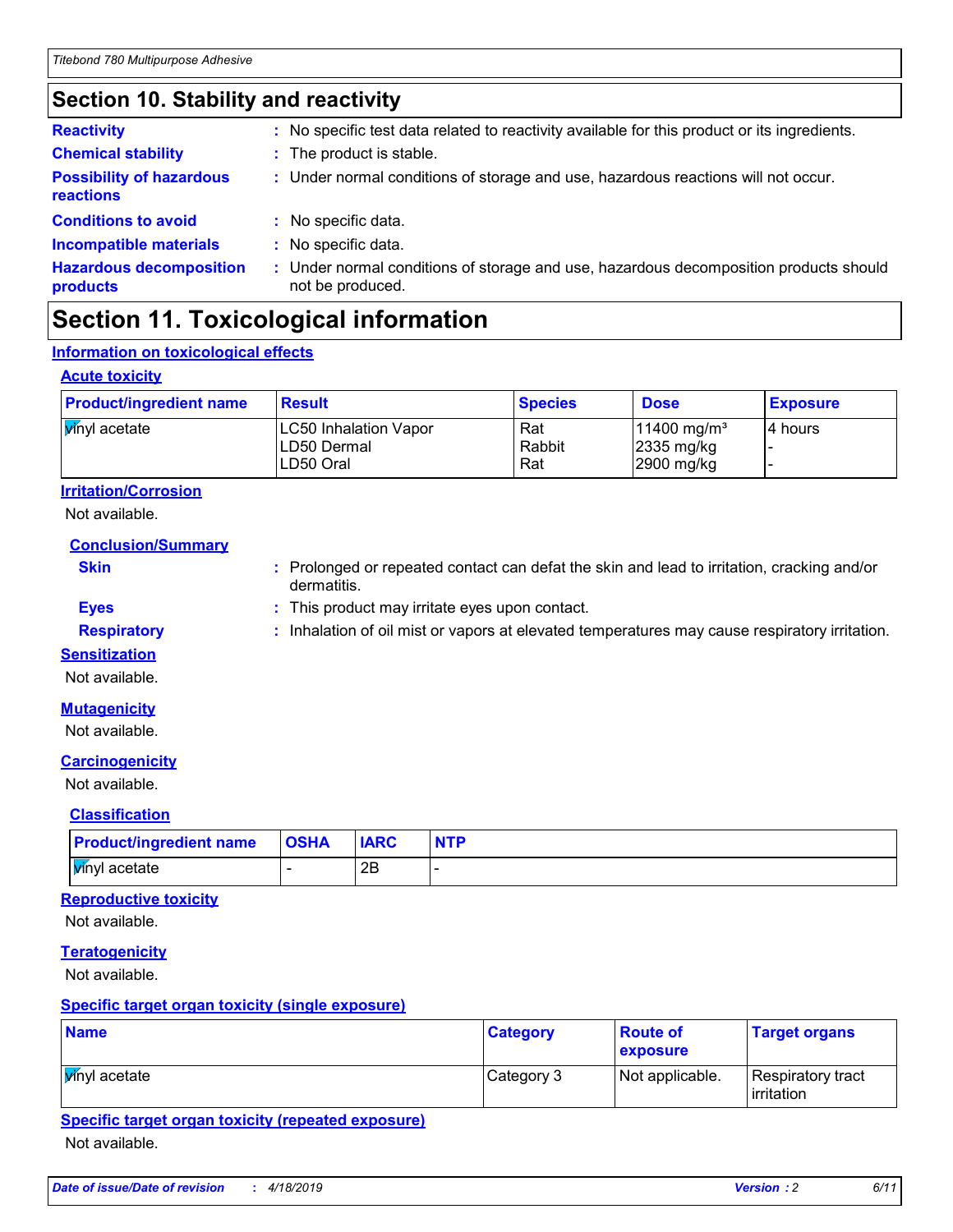## Section 10. Stability and reactivity

**Reactivity** : No specific test data related to reactivity available for this product or its ingredients.

**Chemical stability** : The product is stable.

**Possibility of hazardous reactions** : Under normal conditions of storage and use, hazardous reactions will not occur.

**Conditions to avoid** : No specific data.

**Incompatible materials** : No specific data.

**Hazardous decomposition products** : Under normal conditions of storage and use, hazardous decomposition products should not be produced.

# Section 11. Toxicological information

### Information on toxicological effects

#### Acute toxicity

| Product/ingredient name | Result | Species | Dose | Exposure |
|---|---|---|---|---|
| vinyl acetate | LC50 Inhalation Vapor<br>LD50 Dermal<br>LD50 Oral | Rat<br>Rabbit<br>Rat | 11400 mg/m³<br>2335 mg/kg<br>2900 mg/kg | 4 hours<br>-<br>- |

#### Irritation/Corrosion

Not available.

**Conclusion/Summary**

**Skin** : Prolonged or repeated contact can defat the skin and lead to irritation, cracking and/or dermatitis.

**Eyes** : This product may irritate eyes upon contact.

**Respiratory** : Inhalation of oil mist or vapors at elevated temperatures may cause respiratory irritation.

#### Sensitization

Not available.

#### Mutagenicity

Not available.

#### Carcinogenicity

Not available.

**Classification**

| Product/ingredient name | OSHA | IARC | NTP |
|---|---|---|---|
| vinyl acetate | - | 2B | - |

#### Reproductive toxicity

Not available.

#### Teratogenicity

Not available.

#### Specific target organ toxicity (single exposure)

| Name | Category | Route of exposure | Target organs |
|---|---|---|---|
| vinyl acetate | Category 3 | Not applicable. | Respiratory tract irritation |

#### Specific target organ toxicity (repeated exposure)

Not available.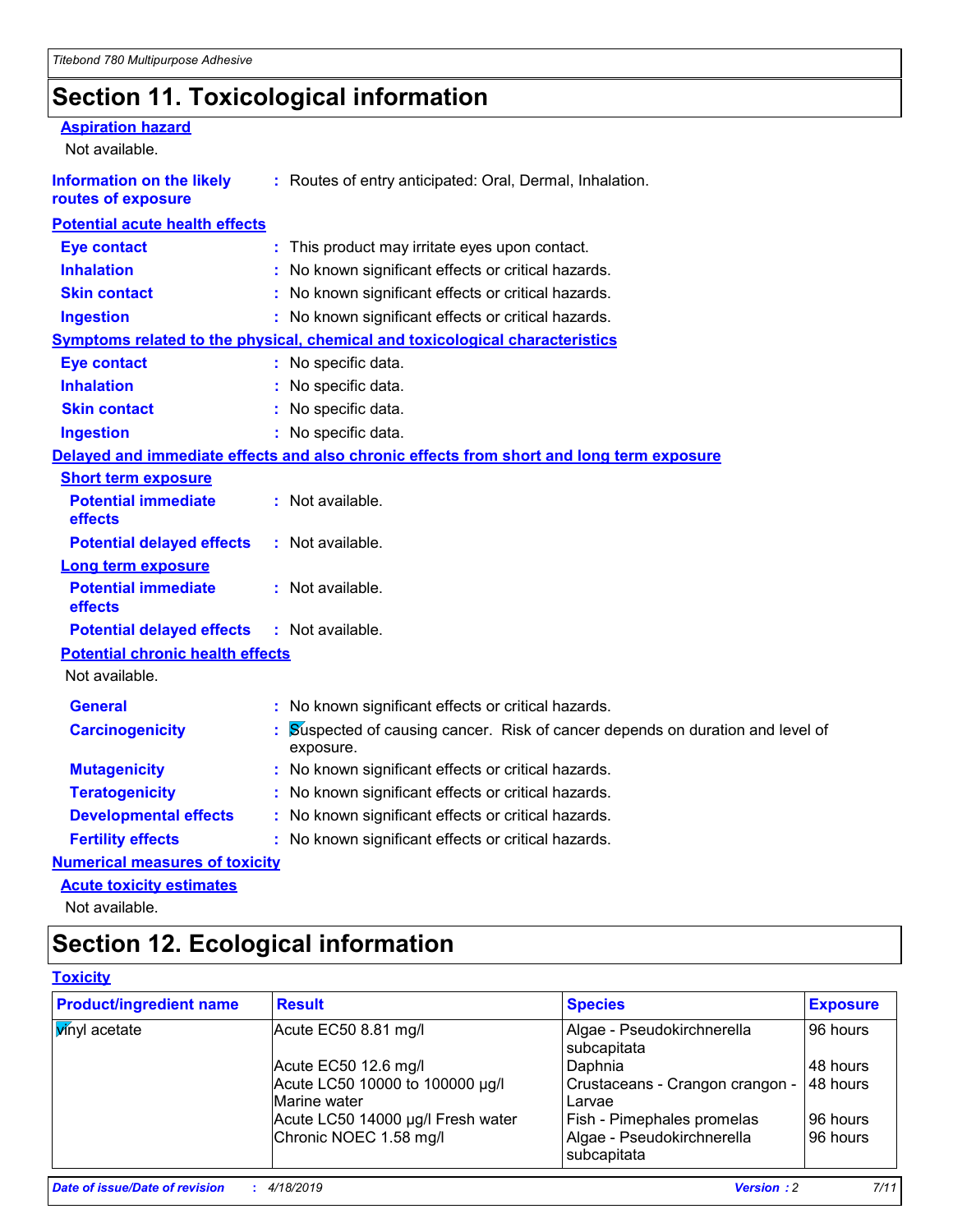# Section 11. Toxicological information

### Aspiration hazard

Not available.

**Information on the likely routes of exposure** : Routes of entry anticipated: Oral, Dermal, Inhalation.

### Potential acute health effects

**Eye contact** : This product may irritate eyes upon contact.

**Inhalation** : No known significant effects or critical hazards.

**Skin contact** : No known significant effects or critical hazards.

**Ingestion** : No known significant effects or critical hazards.

### Symptoms related to the physical, chemical and toxicological characteristics

**Eye contact** : No specific data.

**Inhalation** : No specific data.

**Skin contact** : No specific data.

**Ingestion** : No specific data.

### Delayed and immediate effects and also chronic effects from short and long term exposure

#### Short term exposure

**Potential immediate effects** : Not available.

**Potential delayed effects** : Not available.

#### Long term exposure

**Potential immediate effects** : Not available.

**Potential delayed effects** : Not available.

#### Potential chronic health effects

Not available.

**General** : No known significant effects or critical hazards.

**Carcinogenicity** : Suspected of causing cancer. Risk of cancer depends on duration and level of exposure.

**Mutagenicity** : No known significant effects or critical hazards.

**Teratogenicity** : No known significant effects or critical hazards.

**Developmental effects** : No known significant effects or critical hazards.

**Fertility effects** : No known significant effects or critical hazards.

### Numerical measures of toxicity

#### Acute toxicity estimates

Not available.

# Section 12. Ecological information

### Toxicity

| Product/ingredient name | Result | Species | Exposure |
|---|---|---|---|
| vinyl acetate | Acute EC50 8.81 mg/l | Algae - Pseudokirchnerella subcapitata | 96 hours |
| | Acute EC50 12.6 mg/l | Daphnia | 48 hours |
| | Acute LC50 10000 to 100000 µg/l Marine water | Crustaceans - Crangon crangon - Larvae | 48 hours |
| | Acute LC50 14000 µg/l Fresh water | Fish - Pimephales promelas | 96 hours |
| | Chronic NOEC 1.58 mg/l | Algae - Pseudokirchnerella subcapitata | 96 hours |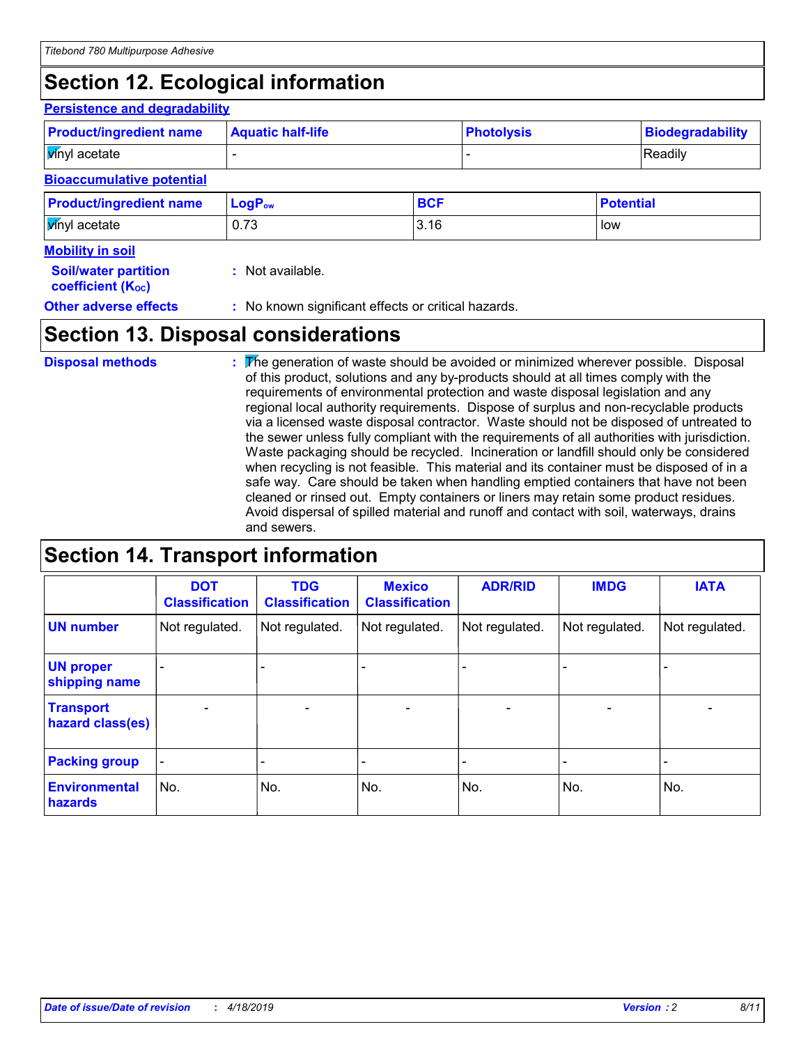## Section 12. Ecological information

**Persistence and degradability**

| Product/ingredient name | Aquatic half-life | Photolysis | Biodegradability |
|---|---|---|---|
| vinyl acetate | - | - | Readily |

**Bioaccumulative potential**

| Product/ingredient name | $LogP_{ow}$ | BCF | Potential |
|---|---|---|---|
| vinyl acetate | 0.73 | 3.16 | low |

**Mobility in soil**

**Soil/water partition coefficient ($K_{OC}$)** : Not available.

**Other adverse effects** : No known significant effects or critical hazards.

## Section 13. Disposal considerations

**Disposal methods** : The generation of waste should be avoided or minimized wherever possible. Disposal of this product, solutions and any by-products should at all times comply with the requirements of environmental protection and waste disposal legislation and any regional local authority requirements. Dispose of surplus and non-recyclable products via a licensed waste disposal contractor. Waste should not be disposed of untreated to the sewer unless fully compliant with the requirements of all authorities with jurisdiction. Waste packaging should be recycled. Incineration or landfill should only be considered when recycling is not feasible. This material and its container must be disposed of in a safe way. Care should be taken when handling emptied containers that have not been cleaned or rinsed out. Empty containers or liners may retain some product residues. Avoid dispersal of spilled material and runoff and contact with soil, waterways, drains and sewers.

## Section 14. Transport information

| | DOT Classification | TDG Classification | Mexico Classification | ADR/RID | IMDG | IATA |
|---|---|---|---|---|---|---|
| UN number | Not regulated. | Not regulated. | Not regulated. | Not regulated. | Not regulated. | Not regulated. |
| UN proper shipping name | - | - | - | - | - | - |
| Transport hazard class(es) | - | - | - | - | - | - |
| Packing group | - | - | - | - | - | - |
| Environmental hazards | No. | No. | No. | No. | No. | No. |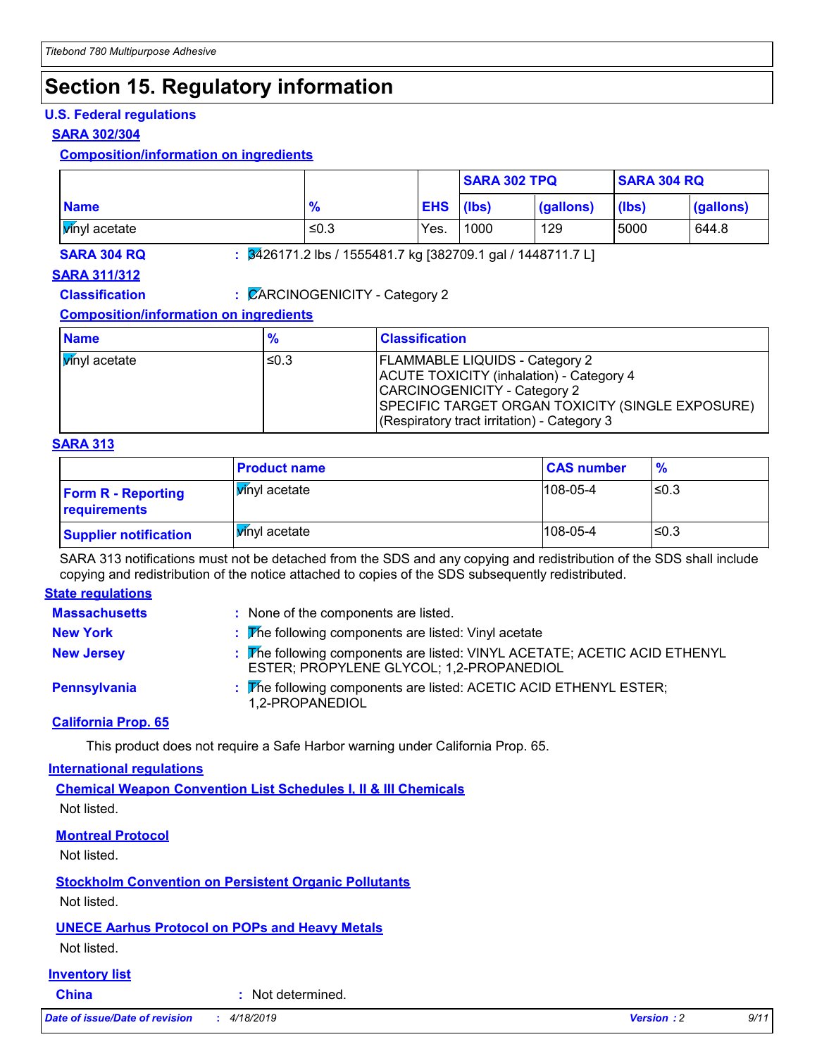# Section 15. Regulatory information

### U.S. Federal regulations

#### SARA 302/304

**Composition/information on ingredients**

| Name | % | EHS | SARA 302 TPQ | | SARA 304 RQ | |
|---|---|---|---|---|---|---|
| | | | (lbs) | (gallons) | (lbs) | (gallons) |
| Vinyl acetate | ≤0.3 | Yes. | 1000 | 129 | 5000 | 644.8 |

**SARA 304 RQ** : 3426171.2 lbs / 1555481.7 kg [382709.1 gal / 1448711.7 L]

#### SARA 311/312

**Classification** : CARCINOGENICITY - Category 2

**Composition/information on ingredients**

| Name | % | Classification |
|---|---|---|
| Vinyl acetate | ≤0.3 | FLAMMABLE LIQUIDS - Category 2<br>ACUTE TOXICITY (inhalation) - Category 4<br>CARCINOGENICITY - Category 2<br>SPECIFIC TARGET ORGAN TOXICITY (SINGLE EXPOSURE) (Respiratory tract irritation) - Category 3 |

#### SARA 313

| | Product name | CAS number | % |
|---|---|---|---|
| **Form R - Reporting requirements** | Vinyl acetate | 108-05-4 | ≤0.3 |
| **Supplier notification** | Vinyl acetate | 108-05-4 | ≤0.3 |

SARA 313 notifications must not be detached from the SDS and any copying and redistribution of the SDS shall include copying and redistribution of the notice attached to copies of the SDS subsequently redistributed.

### State regulations

**Massachusetts** : None of the components are listed.

**New York** : The following components are listed: Vinyl acetate

**New Jersey** : The following components are listed: VINYL ACETATE; ACETIC ACID ETHENYL ESTER; PROPYLENE GLYCOL; 1,2-PROPANEDIOL

**Pennsylvania** : The following components are listed: ACETIC ACID ETHENYL ESTER; 1,2-PROPANEDIOL

#### California Prop. 65

This product does not require a Safe Harbor warning under California Prop. 65.

### International regulations

**Chemical Weapon Convention List Schedules I, II & III Chemicals**

Not listed.

**Montreal Protocol**

Not listed.

**Stockholm Convention on Persistent Organic Pollutants**

Not listed.

**UNECE Aarhus Protocol on POPs and Heavy Metals**

Not listed.

### Inventory list

**China** : Not determined.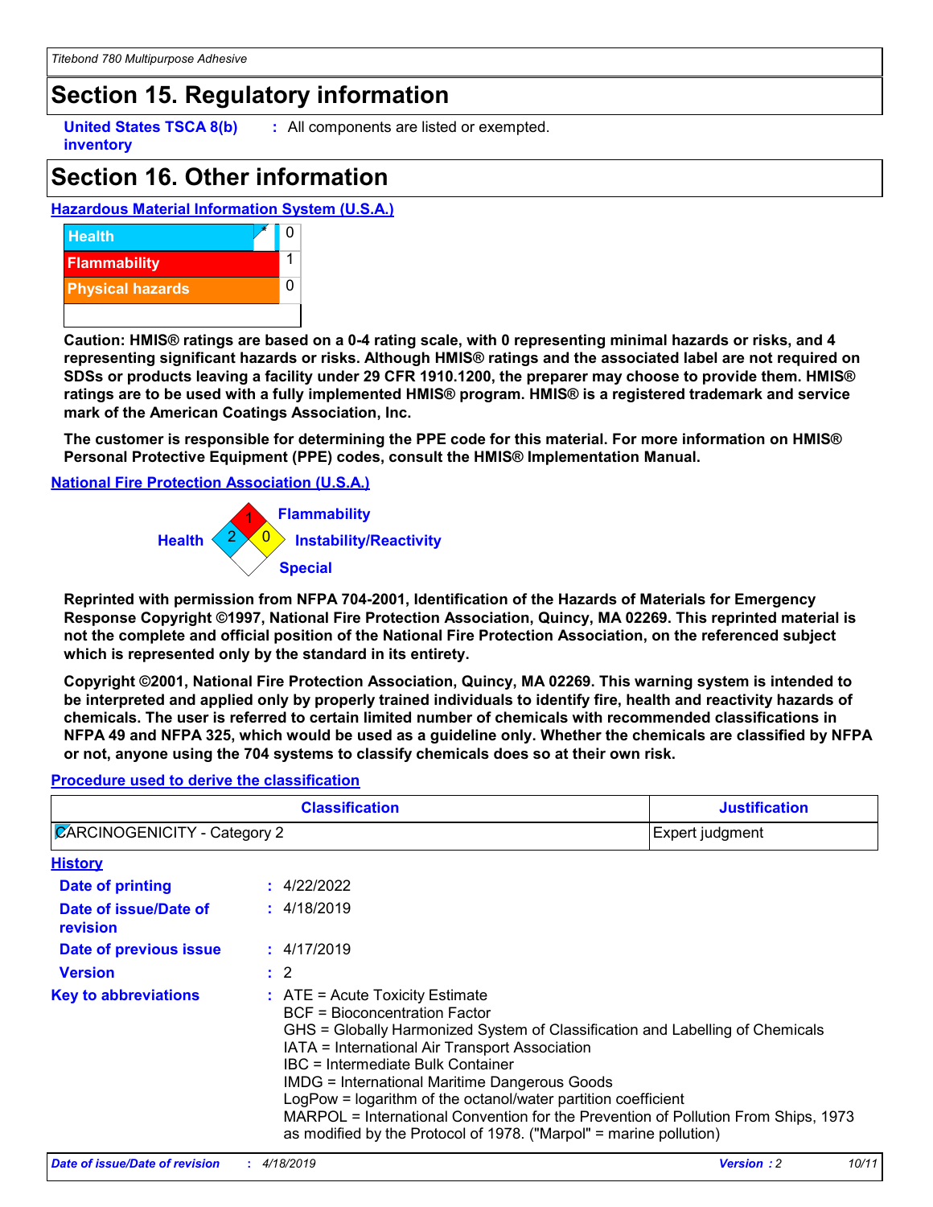## Section 15. Regulatory information

**United States TSCA 8(b) inventory** : All components are listed or exempted.

## Section 16. Other information

**Hazardous Material Information System (U.S.A.)**

| | |
|---|---|
| Health | * 0 |
| Flammability | 1 |
| Physical hazards | 0 |

**Caution: HMIS® ratings are based on a 0-4 rating scale, with 0 representing minimal hazards or risks, and 4 representing significant hazards or risks. Although HMIS® ratings and the associated label are not required on SDSs or products leaving a facility under 29 CFR 1910.1200, the preparer may choose to provide them. HMIS® ratings are to be used with a fully implemented HMIS® program. HMIS® is a registered trademark and service mark of the American Coatings Association, Inc.**

**The customer is responsible for determining the PPE code for this material. For more information on HMIS® Personal Protective Equipment (PPE) codes, consult the HMIS® Implementation Manual.**

**National Fire Protection Association (U.S.A.)**

Health: 2
Flammability: 1
Instability/Reactivity: 0
Special:

**Reprinted with permission from NFPA 704-2001, Identification of the Hazards of Materials for Emergency Response Copyright ©1997, National Fire Protection Association, Quincy, MA 02269. This reprinted material is not the complete and official position of the National Fire Protection Association, on the referenced subject which is represented only by the standard in its entirety.**

**Copyright ©2001, National Fire Protection Association, Quincy, MA 02269. This warning system is intended to be interpreted and applied only by properly trained individuals to identify fire, health and reactivity hazards of chemicals. The user is referred to certain limited number of chemicals with recommended classifications in NFPA 49 and NFPA 325, which would be used as a guideline only. Whether the chemicals are classified by NFPA or not, anyone using the 704 systems to classify chemicals does so at their own risk.**

**Procedure used to derive the classification**

| Classification | Justification |
|---|---|
| CARCINOGENICITY - Category 2 | Expert judgment |

**History**

**Date of printing** : 4/22/2022

**Date of issue/Date of revision** : 4/18/2019

**Date of previous issue** : 4/17/2019

**Version** : 2

**Key to abbreviations** : ATE = Acute Toxicity Estimate
BCF = Bioconcentration Factor
GHS = Globally Harmonized System of Classification and Labelling of Chemicals
IATA = International Air Transport Association
IBC = Intermediate Bulk Container
IMDG = International Maritime Dangerous Goods
LogPow = logarithm of the octanol/water partition coefficient
MARPOL = International Convention for the Prevention of Pollution From Ships, 1973 as modified by the Protocol of 1978. ("Marpol" = marine pollution)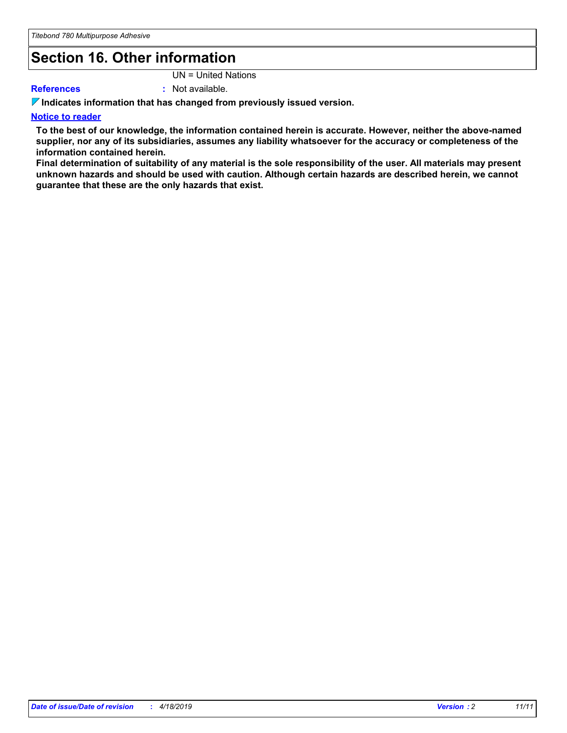## Section 16. Other information

UN = United Nations

**References** : Not available.

**Indicates information that has changed from previously issued version.**

**Notice to reader**

**To the best of our knowledge, the information contained herein is accurate. However, neither the above-named supplier, nor any of its subsidiaries, assumes any liability whatsoever for the accuracy or completeness of the information contained herein.**
**Final determination of suitability of any material is the sole responsibility of the user. All materials may present unknown hazards and should be used with caution. Although certain hazards are described herein, we cannot guarantee that these are the only hazards that exist.**